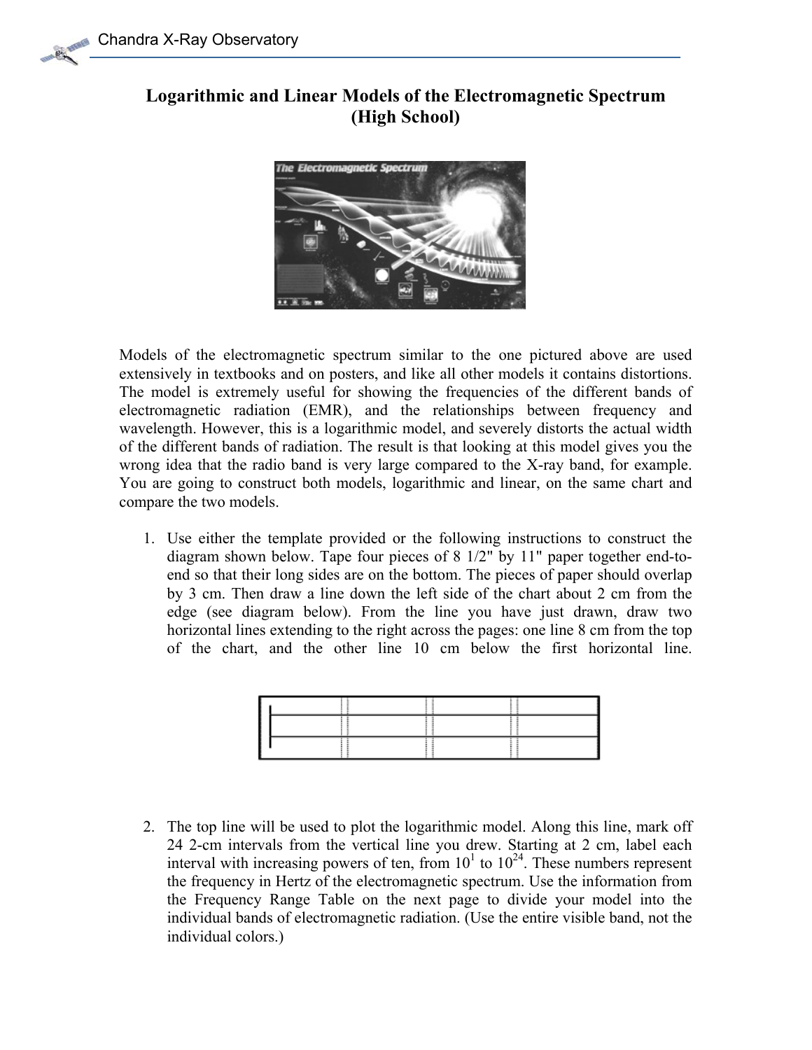# Logarithmic and Linear Models of the Electromagnetic Spectrum (High School)

Models of the electromagnetic spectrum similar to the one pictured above are used extensively in textbooks and on posters, and like all other models it contains distortions. The model is extremely useful for showing the frequencies of the different bands of electromagnetic radiation (EMR), and the relationships between frequency and wavelength. However, this is a logarithmic model, and severely distorts the actual width of the different bands of radiation. The result is that looking at this model gives you the wrong idea that the radio band is very large compared to the X-ray band, for example. You are going to construct both models, logarithmic and linear, on the same chart and compare the two models.

1. Use either the template provided or the following instructions to construct the diagram shown below. Tape four pieces of 8 1/2" by 11" paper together end-to-end so that their long sides are on the bottom. The pieces of paper should overlap by 3 cm. Then draw a line down the left side of the chart about 2 cm from the edge (see diagram below). From the line you have just drawn, draw two horizontal lines extending to the right across the pages: one line 8 cm from the top of the chart, and the other line 10 cm below the first horizontal line.

2. The top line will be used to plot the logarithmic model. Along this line, mark off 24 2-cm intervals from the vertical line you drew. Starting at 2 cm, label each interval with increasing powers of ten, from $10^1$ to $10^{24}$. These numbers represent the frequency in Hertz of the electromagnetic spectrum. Use the information from the Frequency Range Table on the next page to divide your model into the individual bands of electromagnetic radiation. (Use the entire visible band, not the individual colors.)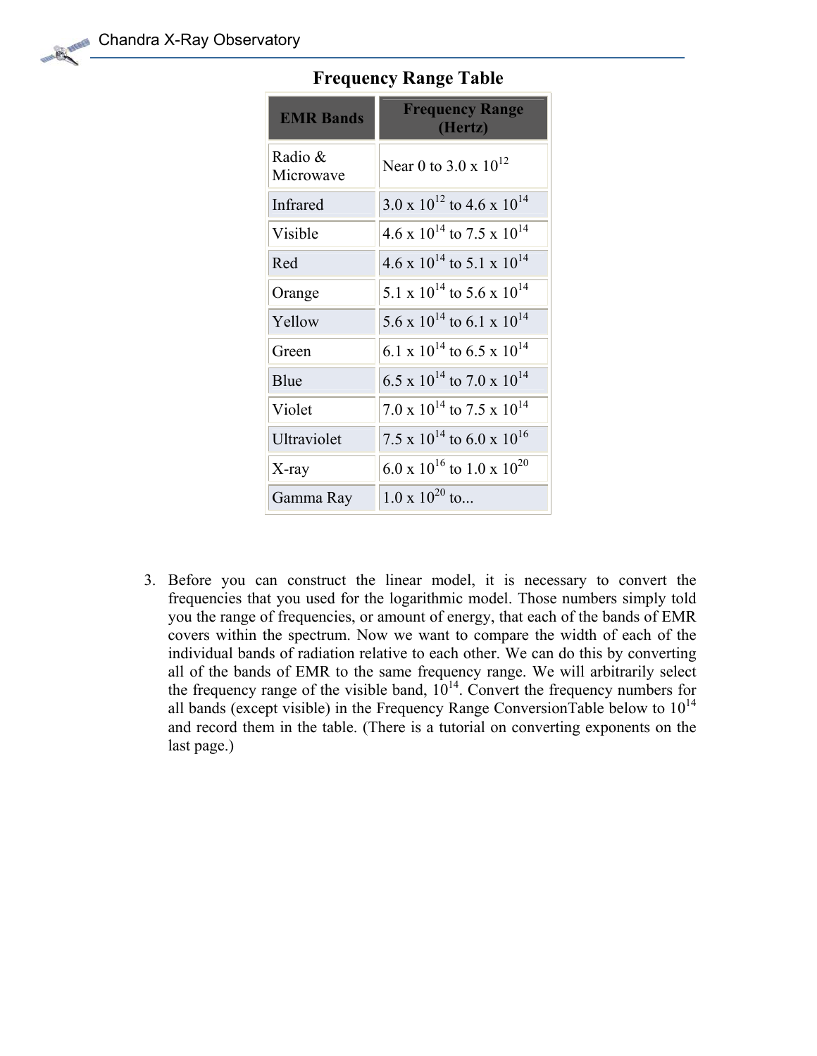## Frequency Range Table

| EMR Bands | Frequency Range (Hertz) |
|---|---|
| Radio & Microwave | Near 0 to $3.0 \times 10^{12}$ |
| Infrared | $3.0 \times 10^{12}$ to $4.6 \times 10^{14}$ |
| Visible | $4.6 \times 10^{14}$ to $7.5 \times 10^{14}$ |
| Red | $4.6 \times 10^{14}$ to $5.1 \times 10^{14}$ |
| Orange | $5.1 \times 10^{14}$ to $5.6 \times 10^{14}$ |
| Yellow | $5.6 \times 10^{14}$ to $6.1 \times 10^{14}$ |
| Green | $6.1 \times 10^{14}$ to $6.5 \times 10^{14}$ |
| Blue | $6.5 \times 10^{14}$ to $7.0 \times 10^{14}$ |
| Violet | $7.0 \times 10^{14}$ to $7.5 \times 10^{14}$ |
| Ultraviolet | $7.5 \times 10^{14}$ to $6.0 \times 10^{16}$ |
| X-ray | $6.0 \times 10^{16}$ to $1.0 \times 10^{20}$ |
| Gamma Ray | $1.0 \times 10^{20}$ to... |

3. Before you can construct the linear model, it is necessary to convert the frequencies that you used for the logarithmic model. Those numbers simply told you the range of frequencies, or amount of energy, that each of the bands of EMR covers within the spectrum. Now we want to compare the width of each of the individual bands of radiation relative to each other. We can do this by converting all of the bands of EMR to the same frequency range. We will arbitrarily select the frequency range of the visible band, $10^{14}$. Convert the frequency numbers for all bands (except visible) in the Frequency Range ConversionTable below to $10^{14}$ and record them in the table. (There is a tutorial on converting exponents on the last page.)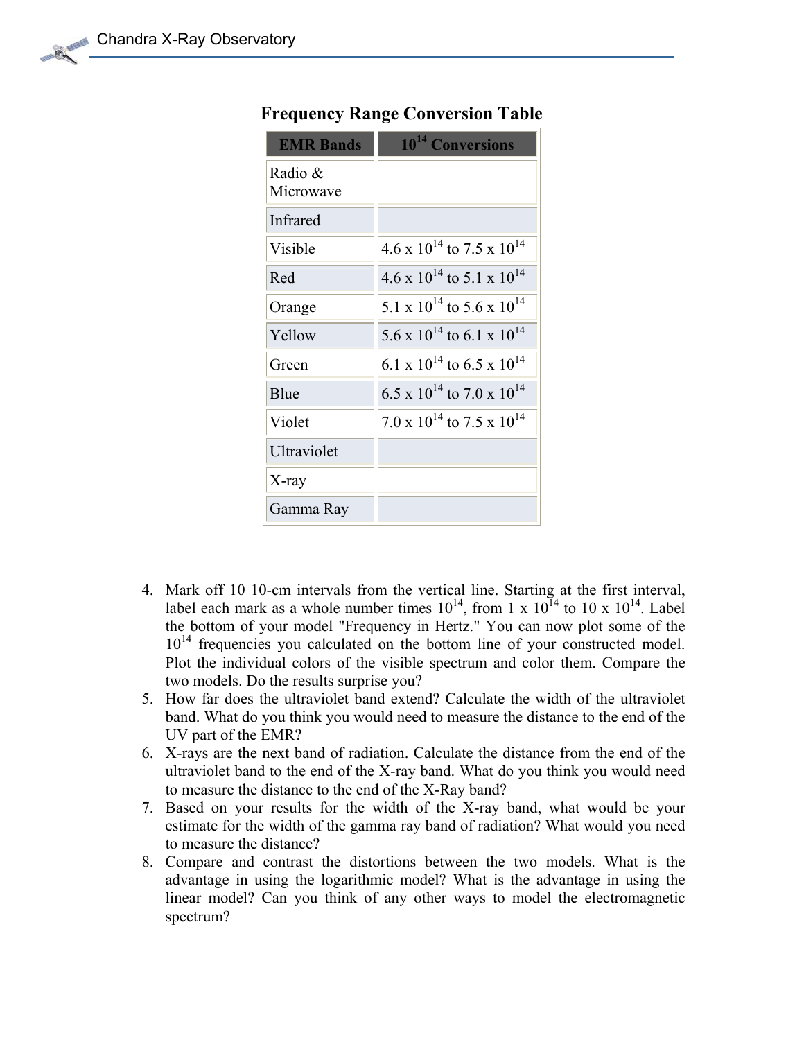### Frequency Range Conversion Table

| EMR Bands | $10^{14}$ Conversions |
|---|---|
| Radio & Microwave | |
| Infrared | |
| Visible | $4.6 \times 10^{14}$ to $7.5 \times 10^{14}$ |
| Red | $4.6 \times 10^{14}$ to $5.1 \times 10^{14}$ |
| Orange | $5.1 \times 10^{14}$ to $5.6 \times 10^{14}$ |
| Yellow | $5.6 \times 10^{14}$ to $6.1 \times 10^{14}$ |
| Green | $6.1 \times 10^{14}$ to $6.5 \times 10^{14}$ |
| Blue | $6.5 \times 10^{14}$ to $7.0 \times 10^{14}$ |
| Violet | $7.0 \times 10^{14}$ to $7.5 \times 10^{14}$ |
| Ultraviolet | |
| X-ray | |
| Gamma Ray | |

4. Mark off 10 10-cm intervals from the vertical line. Starting at the first interval, label each mark as a whole number times $10^{14}$, from $1 \times 10^{14}$ to $10 \times 10^{14}$. Label the bottom of your model "Frequency in Hertz." You can now plot some of the $10^{14}$ frequencies you calculated on the bottom line of your constructed model. Plot the individual colors of the visible spectrum and color them. Compare the two models. Do the results surprise you?
5. How far does the ultraviolet band extend? Calculate the width of the ultraviolet band. What do you think you would need to measure the distance to the end of the UV part of the EMR?
6. X-rays are the next band of radiation. Calculate the distance from the end of the ultraviolet band to the end of the X-ray band. What do you think you would need to measure the distance to the end of the X-Ray band?
7. Based on your results for the width of the X-ray band, what would be your estimate for the width of the gamma ray band of radiation? What would you need to measure the distance?
8. Compare and contrast the distortions between the two models. What is the advantage in using the logarithmic model? What is the advantage in using the linear model? Can you think of any other ways to model the electromagnetic spectrum?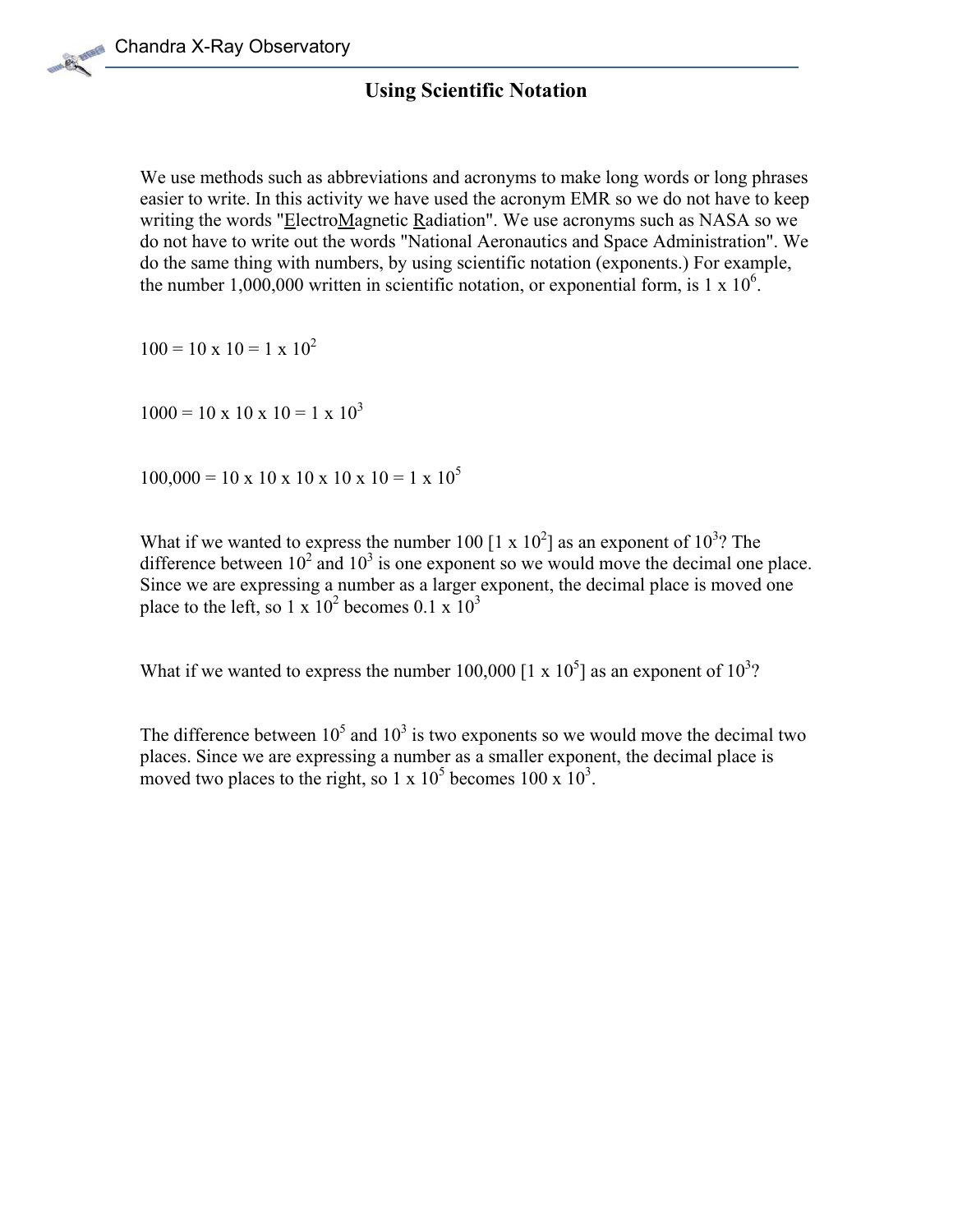# Using Scientific Notation

We use methods such as abbreviations and acronyms to make long words or long phrases easier to write. In this activity we have used the acronym EMR so we do not have to keep writing the words "ElectroMagnetic Radiation". We use acronyms such as NASA so we do not have to write out the words "National Aeronautics and Space Administration". We do the same thing with numbers, by using scientific notation (exponents.) For example, the number 1,000,000 written in scientific notation, or exponential form, is $1 \times 10^6$.

$100 = 10 \times 10 = 1 \times 10^2$

$1000 = 10 \times 10 \times 10 = 1 \times 10^3$

$100{,}000 = 10 \times 10 \times 10 \times 10 \times 10 = 1 \times 10^5$

What if we wanted to express the number 100 [$1 \times 10^2$] as an exponent of $10^3$? The difference between $10^2$ and $10^3$ is one exponent so we would move the decimal one place. Since we are expressing a number as a larger exponent, the decimal place is moved one place to the left, so $1 \times 10^2$ becomes $0.1 \times 10^3$

What if we wanted to express the number 100,000 [$1 \times 10^5$] as an exponent of $10^3$?

The difference between $10^5$ and $10^3$ is two exponents so we would move the decimal two places. Since we are expressing a number as a smaller exponent, the decimal place is moved two places to the right, so $1 \times 10^5$ becomes $100 \times 10^3$.